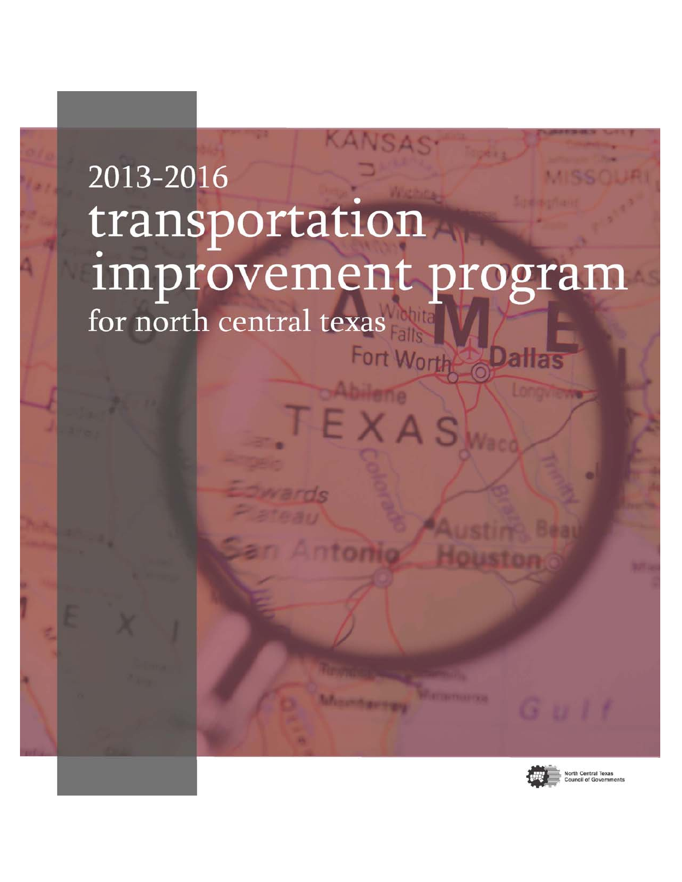# 2013-2016 transportation improvement program

## for north central texas

North Central Texas Council of Governments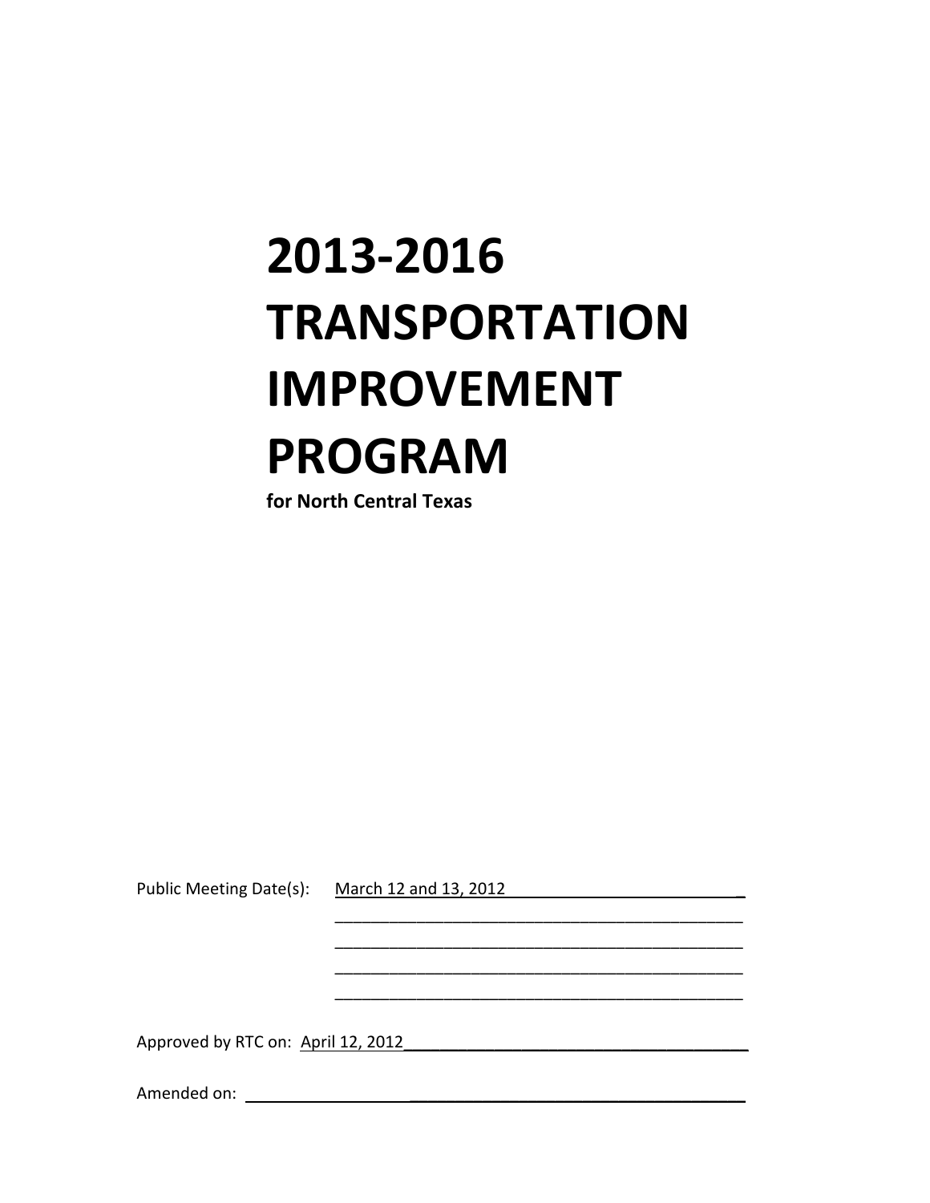# 2013-2016 TRANSPORTATION IMPROVEMENT PROGRAM

**for North Central Texas**

Public Meeting Date(s): March 12 and 13, 2012

Approved by RTC on: April 12, 2012

Amended on: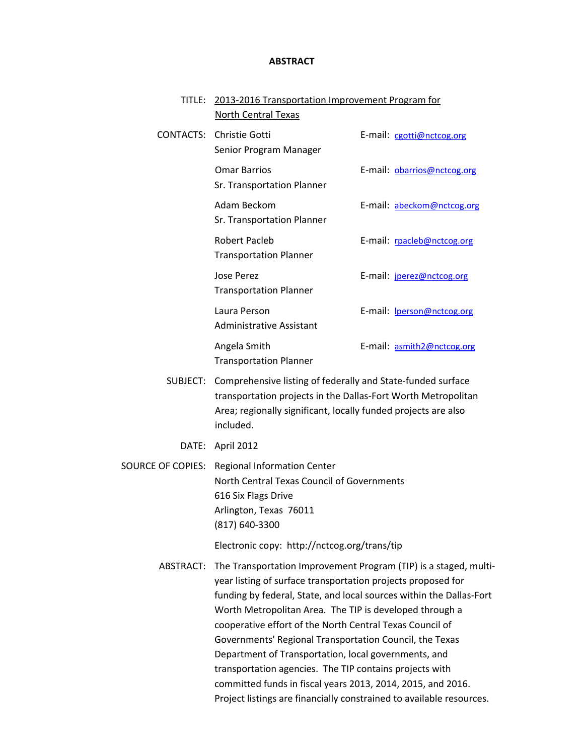# ABSTRACT

TITLE: 2013-2016 Transportation Improvement Program for North Central Texas

CONTACTS:

| Name / Title | E-mail |
|---|---|
| Christie Gotti<br>Senior Program Manager | E-mail: cgotti@nctcog.org |
| Omar Barrios<br>Sr. Transportation Planner | E-mail: obarrios@nctcog.org |
| Adam Beckom<br>Sr. Transportation Planner | E-mail: abeckom@nctcog.org |
| Robert Pacleb<br>Transportation Planner | E-mail: rpacleb@nctcog.org |
| Jose Perez<br>Transportation Planner | E-mail: jperez@nctcog.org |
| Laura Person<br>Administrative Assistant | E-mail: lperson@nctcog.org |
| Angela Smith<br>Transportation Planner | E-mail: asmith2@nctcog.org |

SUBJECT: Comprehensive listing of federally and State-funded surface transportation projects in the Dallas-Fort Worth Metropolitan Area; regionally significant, locally funded projects are also included.

DATE: April 2012

SOURCE OF COPIES: Regional Information Center
North Central Texas Council of Governments
616 Six Flags Drive
Arlington, Texas 76011
(817) 640-3300

Electronic copy: http://nctcog.org/trans/tip

ABSTRACT: The Transportation Improvement Program (TIP) is a staged, multi-year listing of surface transportation projects proposed for funding by federal, State, and local sources within the Dallas-Fort Worth Metropolitan Area. The TIP is developed through a cooperative effort of the North Central Texas Council of Governments' Regional Transportation Council, the Texas Department of Transportation, local governments, and transportation agencies. The TIP contains projects with committed funds in fiscal years 2013, 2014, 2015, and 2016. Project listings are financially constrained to available resources.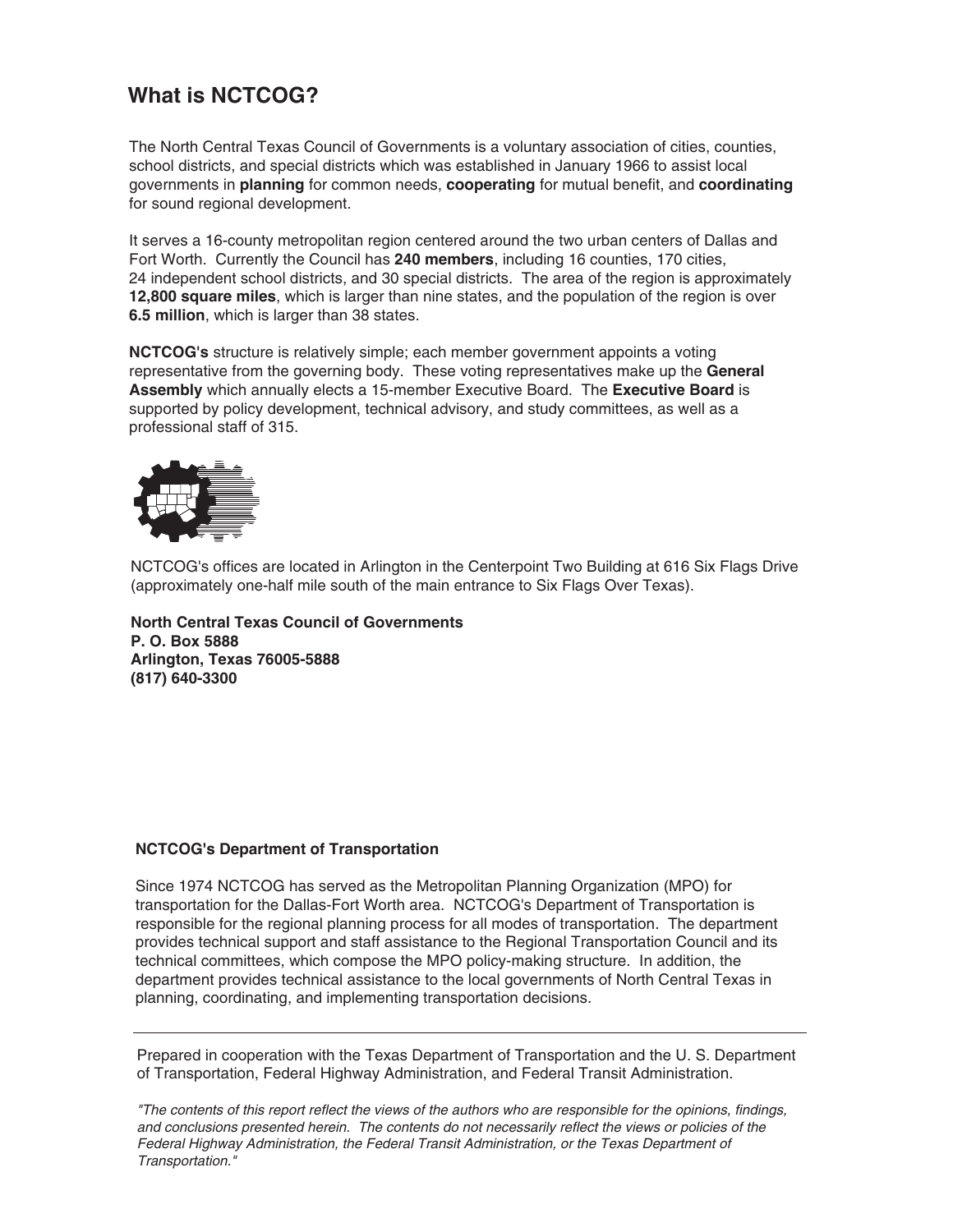# What is NCTCOG?

The North Central Texas Council of Governments is a voluntary association of cities, counties, school districts, and special districts which was established in January 1966 to assist local governments in **planning** for common needs, **cooperating** for mutual benefit, and **coordinating** for sound regional development.

It serves a 16-county metropolitan region centered around the two urban centers of Dallas and Fort Worth. Currently the Council has **240 members**, including 16 counties, 170 cities, 24 independent school districts, and 30 special districts. The area of the region is approximately **12,800 square miles**, which is larger than nine states, and the population of the region is over **6.5 million**, which is larger than 38 states.

**NCTCOG's** structure is relatively simple; each member government appoints a voting representative from the governing body. These voting representatives make up the **General Assembly** which annually elects a 15-member Executive Board. The **Executive Board** is supported by policy development, technical advisory, and study committees, as well as a professional staff of 315.

NCTCOG's offices are located in Arlington in the Centerpoint Two Building at 616 Six Flags Drive (approximately one-half mile south of the main entrance to Six Flags Over Texas).

**North Central Texas Council of Governments**
**P. O. Box 5888**
**Arlington, Texas 76005-5888**
**(817) 640-3300**

### NCTCOG's Department of Transportation

Since 1974 NCTCOG has served as the Metropolitan Planning Organization (MPO) for transportation for the Dallas-Fort Worth area. NCTCOG's Department of Transportation is responsible for the regional planning process for all modes of transportation. The department provides technical support and staff assistance to the Regional Transportation Council and its technical committees, which compose the MPO policy-making structure. In addition, the department provides technical assistance to the local governments of North Central Texas in planning, coordinating, and implementing transportation decisions.

---

Prepared in cooperation with the Texas Department of Transportation and the U. S. Department of Transportation, Federal Highway Administration, and Federal Transit Administration.

*"The contents of this report reflect the views of the authors who are responsible for the opinions, findings, and conclusions presented herein. The contents do not necessarily reflect the views or policies of the Federal Highway Administration, the Federal Transit Administration, or the Texas Department of Transportation."*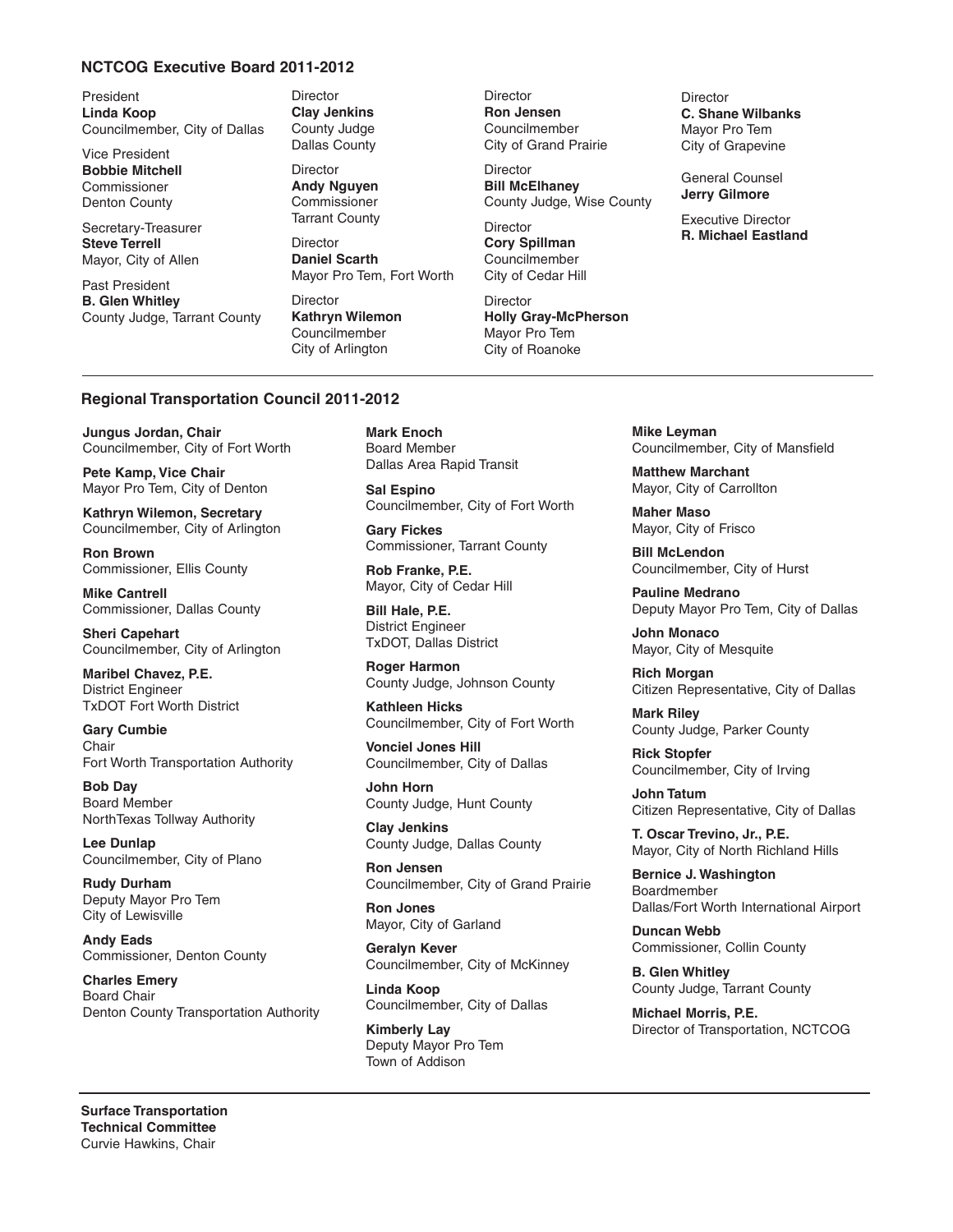## NCTCOG Executive Board 2011-2012

President
**Linda Koop**
Councilmember, City of Dallas

Vice President
**Bobbie Mitchell**
Commissioner
Denton County

Secretary-Treasurer
**Steve Terrell**
Mayor, City of Allen

Past President
**B. Glen Whitley**
County Judge, Tarrant County

Director
**Clay Jenkins**
County Judge
Dallas County

Director
**Andy Nguyen**
Commissioner
Tarrant County

Director
**Daniel Scarth**
Mayor Pro Tem, Fort Worth

Director
**Kathryn Wilemon**
Councilmember
City of Arlington

Director
**Ron Jensen**
Councilmember
City of Grand Prairie

Director
**Bill McElhaney**
County Judge, Wise County

Director
**Cory Spillman**
Councilmember
City of Cedar Hill

Director
**Holly Gray-McPherson**
Mayor Pro Tem
City of Roanoke

Director
**C. Shane Wilbanks**
Mayor Pro Tem
City of Grapevine

General Counsel
**Jerry Gilmore**

Executive Director
**R. Michael Eastland**

## Regional Transportation Council 2011-2012

**Jungus Jordan, Chair**
Councilmember, City of Fort Worth

**Pete Kamp, Vice Chair**
Mayor Pro Tem, City of Denton

**Kathryn Wilemon, Secretary**
Councilmember, City of Arlington

**Ron Brown**
Commissioner, Ellis County

**Mike Cantrell**
Commissioner, Dallas County

**Sheri Capehart**
Councilmember, City of Arlington

**Maribel Chavez, P.E.**
District Engineer
TxDOT Fort Worth District

**Gary Cumbie**
Chair
Fort Worth Transportation Authority

**Bob Day**
Board Member
NorthTexas Tollway Authority

**Lee Dunlap**
Councilmember, City of Plano

**Rudy Durham**
Deputy Mayor Pro Tem
City of Lewisville

**Andy Eads**
Commissioner, Denton County

**Charles Emery**
Board Chair
Denton County Transportation Authority

**Mark Enoch**
Board Member
Dallas Area Rapid Transit

**Sal Espino**
Councilmember, City of Fort Worth

**Gary Fickes**
Commissioner, Tarrant County

**Rob Franke, P.E.**
Mayor, City of Cedar Hill

**Bill Hale, P.E.**
District Engineer
TxDOT, Dallas District

**Roger Harmon**
County Judge, Johnson County

**Kathleen Hicks**
Councilmember, City of Fort Worth

**Vonciel Jones Hill**
Councilmember, City of Dallas

**John Horn**
County Judge, Hunt County

**Clay Jenkins**
County Judge, Dallas County

**Ron Jensen**
Councilmember, City of Grand Prairie

**Ron Jones**
Mayor, City of Garland

**Geralyn Kever**
Councilmember, City of McKinney

**Linda Koop**
Councilmember, City of Dallas

**Kimberly Lay**
Deputy Mayor Pro Tem
Town of Addison

**Mike Leyman**
Councilmember, City of Mansfield

**Matthew Marchant**
Mayor, City of Carrollton

**Maher Maso**
Mayor, City of Frisco

**Bill McLendon**
Councilmember, City of Hurst

**Pauline Medrano**
Deputy Mayor Pro Tem, City of Dallas

**John Monaco**
Mayor, City of Mesquite

**Rich Morgan**
Citizen Representative, City of Dallas

**Mark Riley**
County Judge, Parker County

**Rick Stopfer**
Councilmember, City of Irving

**John Tatum**
Citizen Representative, City of Dallas

**T. Oscar Trevino, Jr., P.E.**
Mayor, City of North Richland Hills

**Bernice J. Washington**
Boardmember
Dallas/Fort Worth International Airport

**Duncan Webb**
Commissioner, Collin County

**B. Glen Whitley**
County Judge, Tarrant County

**Michael Morris, P.E.**
Director of Transportation, NCTCOG

**Surface Transportation Technical Committee**
Curvie Hawkins, Chair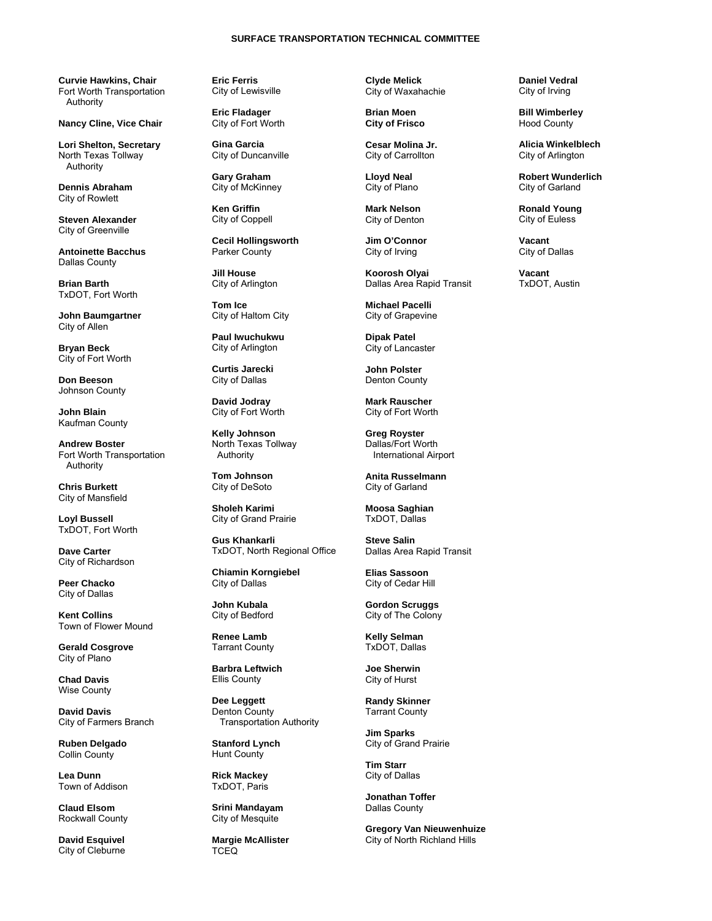# SURFACE TRANSPORTATION TECHNICAL COMMITTEE

**Curvie Hawkins, Chair**
Fort Worth Transportation Authority

**Nancy Cline, Vice Chair**

**Lori Shelton, Secretary**
North Texas Tollway Authority

**Dennis Abraham**
City of Rowlett

**Steven Alexander**
City of Greenville

**Antoinette Bacchus**
Dallas County

**Brian Barth**
TxDOT, Fort Worth

**John Baumgartner**
City of Allen

**Bryan Beck**
City of Fort Worth

**Don Beeson**
Johnson County

**John Blain**
Kaufman County

**Andrew Boster**
Fort Worth Transportation Authority

**Chris Burkett**
City of Mansfield

**Loyl Bussell**
TxDOT, Fort Worth

**Dave Carter**
City of Richardson

**Peer Chacko**
City of Dallas

**Kent Collins**
Town of Flower Mound

**Gerald Cosgrove**
City of Plano

**Chad Davis**
Wise County

**David Davis**
City of Farmers Branch

**Ruben Delgado**
Collin County

**Lea Dunn**
Town of Addison

**Claud Elsom**
Rockwall County

**David Esquivel**
City of Cleburne

**Eric Ferris**
City of Lewisville

**Eric Fladager**
City of Fort Worth

**Gina Garcia**
City of Duncanville

**Gary Graham**
City of McKinney

**Ken Griffin**
City of Coppell

**Cecil Hollingsworth**
Parker County

**Jill House**
City of Arlington

**Tom Ice**
City of Haltom City

**Paul Iwuchukwu**
City of Arlington

**Curtis Jarecki**
City of Dallas

**David Jodray**
City of Fort Worth

**Kelly Johnson**
North Texas Tollway Authority

**Tom Johnson**
City of DeSoto

**Sholeh Karimi**
City of Grand Prairie

**Gus Khankarli**
TxDOT, North Regional Office

**Chiamin Korngiebel**
City of Dallas

**John Kubala**
City of Bedford

**Renee Lamb**
Tarrant County

**Barbra Leftwich**
Ellis County

**Dee Leggett**
Denton County Transportation Authority

**Stanford Lynch**
Hunt County

**Rick Mackey**
TxDOT, Paris

**Srini Mandayam**
City of Mesquite

**Margie McAllister**
TCEQ

**Clyde Melick**
City of Waxahachie

**Brian Moen**
**City of Frisco**

**Cesar Molina Jr.**
City of Carrollton

**Lloyd Neal**
City of Plano

**Mark Nelson**
City of Denton

**Jim O'Connor**
City of Irving

**Koorosh Olyai**
Dallas Area Rapid Transit

**Michael Pacelli**
City of Grapevine

**Dipak Patel**
City of Lancaster

**John Polster**
Denton County

**Mark Rauscher**
City of Fort Worth

**Greg Royster**
Dallas/Fort Worth International Airport

**Anita Russelmann**
City of Garland

**Moosa Saghian**
TxDOT, Dallas

**Steve Salin**
Dallas Area Rapid Transit

**Elias Sassoon**
City of Cedar Hill

**Gordon Scruggs**
City of The Colony

**Kelly Selman**
TxDOT, Dallas

**Joe Sherwin**
City of Hurst

**Randy Skinner**
Tarrant County

**Jim Sparks**
City of Grand Prairie

**Tim Starr**
City of Dallas

**Jonathan Toffer**
Dallas County

**Gregory Van Nieuwenhuize**
City of North Richland Hills

**Daniel Vedral**
City of Irving

**Bill Wimberley**
Hood County

**Alicia Winkelblech**
City of Arlington

**Robert Wunderlich**
City of Garland

**Ronald Young**
City of Euless

**Vacant**
City of Dallas

**Vacant**
TxDOT, Austin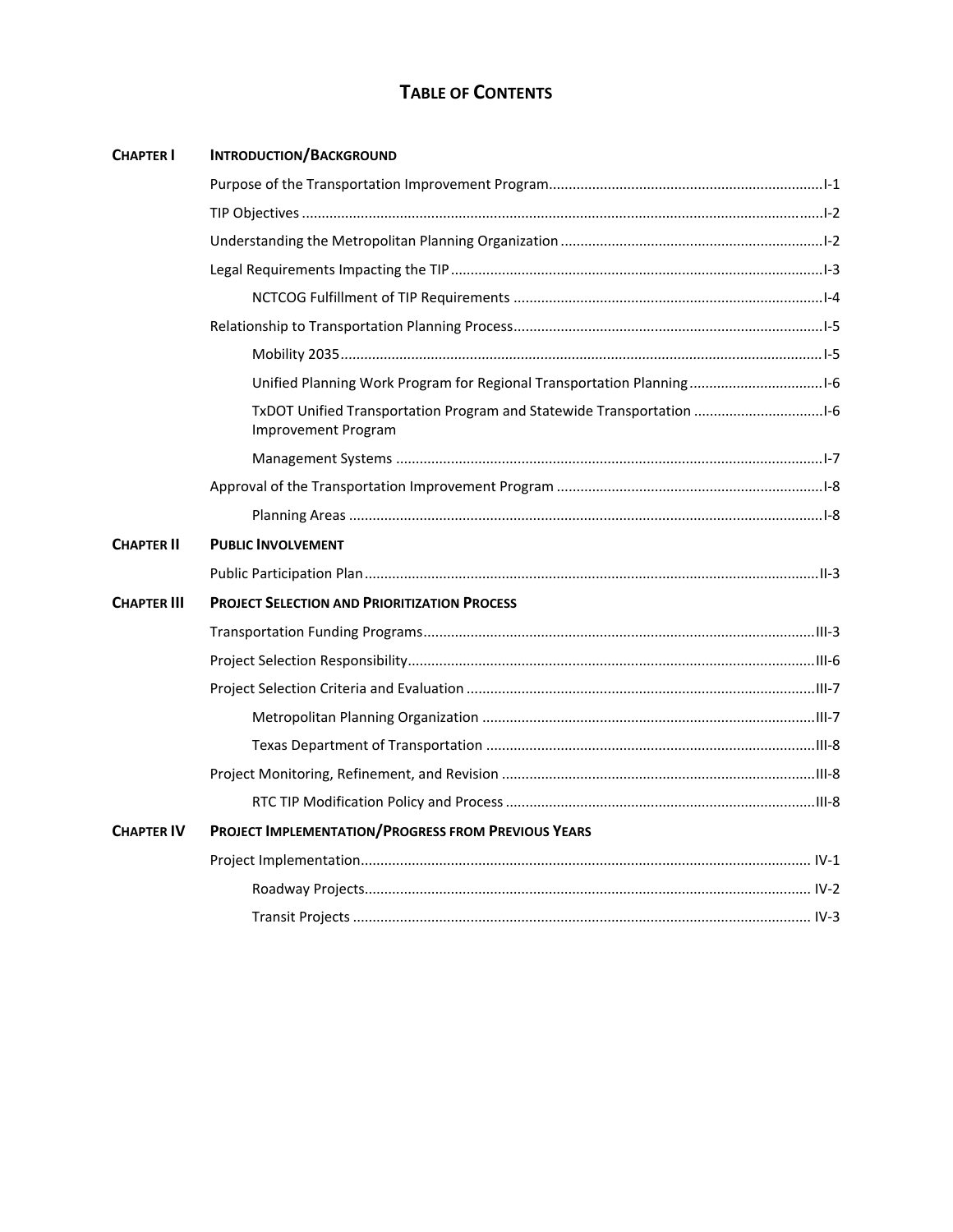# TABLE OF CONTENTS

| | | |
|---|---|---|
| **CHAPTER I** | **INTRODUCTION/BACKGROUND** | |
| | Purpose of the Transportation Improvement Program | I-1 |
| | TIP Objectives | I-2 |
| | Understanding the Metropolitan Planning Organization | I-2 |
| | Legal Requirements Impacting the TIP | I-3 |
| | NCTCOG Fulfillment of TIP Requirements | I-4 |
| | Relationship to Transportation Planning Process | I-5 |
| | Mobility 2035 | I-5 |
| | Unified Planning Work Program for Regional Transportation Planning | I-6 |
| | TxDOT Unified Transportation Program and Statewide Transportation Improvement Program | I-6 |
| | Management Systems | I-7 |
| | Approval of the Transportation Improvement Program | I-8 |
| | Planning Areas | I-8 |
| **CHAPTER II** | **PUBLIC INVOLVEMENT** | |
| | Public Participation Plan | II-3 |
| **CHAPTER III** | **PROJECT SELECTION AND PRIORITIZATION PROCESS** | |
| | Transportation Funding Programs | III-3 |
| | Project Selection Responsibility | III-6 |
| | Project Selection Criteria and Evaluation | III-7 |
| | Metropolitan Planning Organization | III-7 |
| | Texas Department of Transportation | III-8 |
| | Project Monitoring, Refinement, and Revision | III-8 |
| | RTC TIP Modification Policy and Process | III-8 |
| **CHAPTER IV** | **PROJECT IMPLEMENTATION/PROGRESS FROM PREVIOUS YEARS** | |
| | Project Implementation | IV-1 |
| | Roadway Projects | IV-2 |
| | Transit Projects | IV-3 |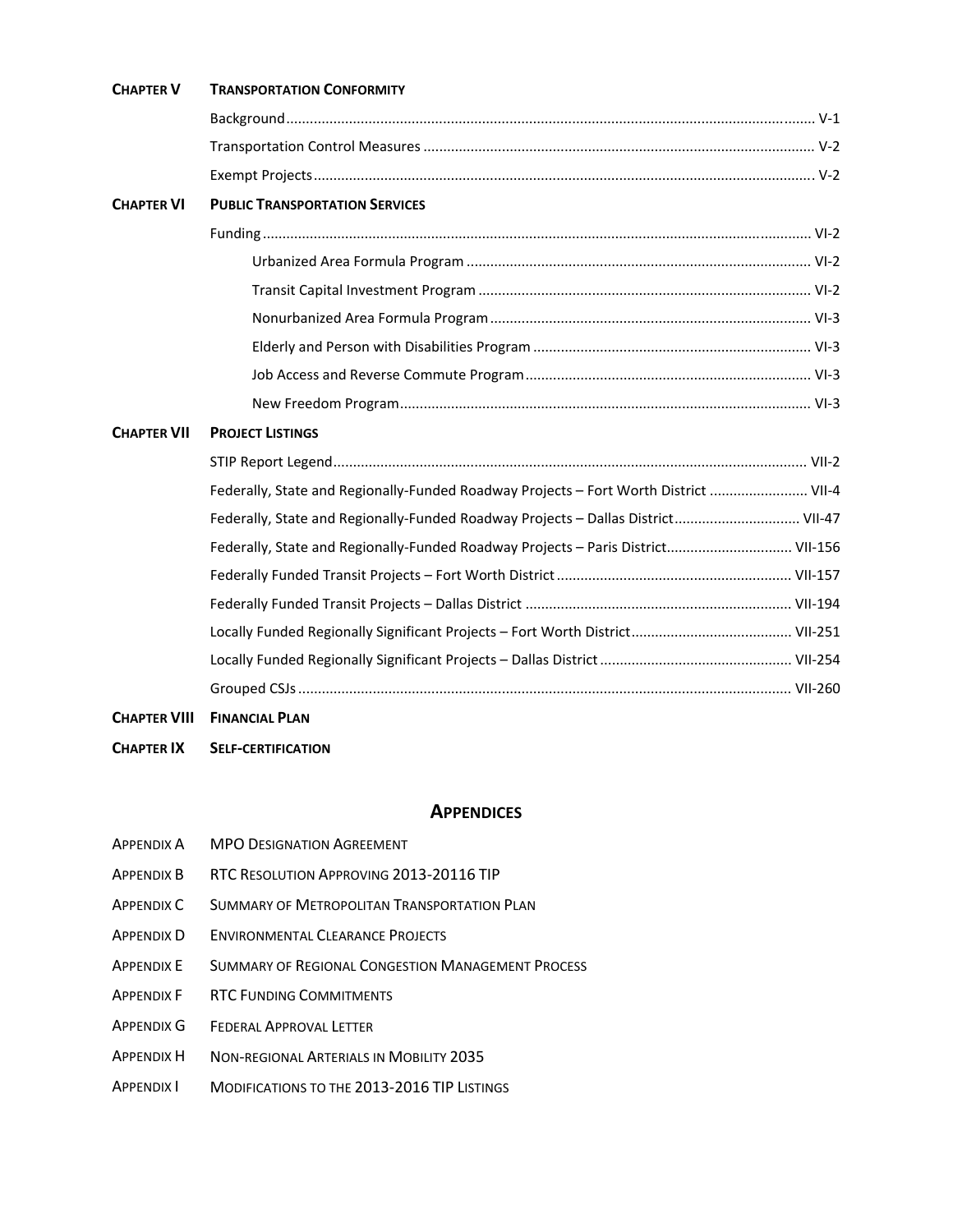**CHAPTER V** **TRANSPORTATION CONFORMITY**

- Background ........ V-1
- Transportation Control Measures ........ V-2
- Exempt Projects ........ V-2

**CHAPTER VI** **PUBLIC TRANSPORTATION SERVICES**

- Funding ........ VI-2
  - Urbanized Area Formula Program ........ VI-2
  - Transit Capital Investment Program ........ VI-2
  - Nonurbanized Area Formula Program ........ VI-3
  - Elderly and Person with Disabilities Program ........ VI-3
  - Job Access and Reverse Commute Program ........ VI-3
  - New Freedom Program ........ VI-3

**CHAPTER VII** **PROJECT LISTINGS**

- STIP Report Legend ........ VII-2
- Federally, State and Regionally-Funded Roadway Projects – Fort Worth District ........ VII-4
- Federally, State and Regionally-Funded Roadway Projects – Dallas District ........ VII-47
- Federally, State and Regionally-Funded Roadway Projects – Paris District ........ VII-156
- Federally Funded Transit Projects – Fort Worth District ........ VII-157
- Federally Funded Transit Projects – Dallas District ........ VII-194
- Locally Funded Regionally Significant Projects – Fort Worth District ........ VII-251
- Locally Funded Regionally Significant Projects – Dallas District ........ VII-254
- Grouped CSJs ........ VII-260

**CHAPTER VIII** **FINANCIAL PLAN**

**CHAPTER IX** **SELF-CERTIFICATION**

## APPENDICES

- APPENDIX A MPO DESIGNATION AGREEMENT
- APPENDIX B RTC RESOLUTION APPROVING 2013-20116 TIP
- APPENDIX C SUMMARY OF METROPOLITAN TRANSPORTATION PLAN
- APPENDIX D ENVIRONMENTAL CLEARANCE PROJECTS
- APPENDIX E SUMMARY OF REGIONAL CONGESTION MANAGEMENT PROCESS
- APPENDIX F RTC FUNDING COMMITMENTS
- APPENDIX G FEDERAL APPROVAL LETTER
- APPENDIX H NON-REGIONAL ARTERIALS IN MOBILITY 2035
- APPENDIX I MODIFICATIONS TO THE 2013-2016 TIP LISTINGS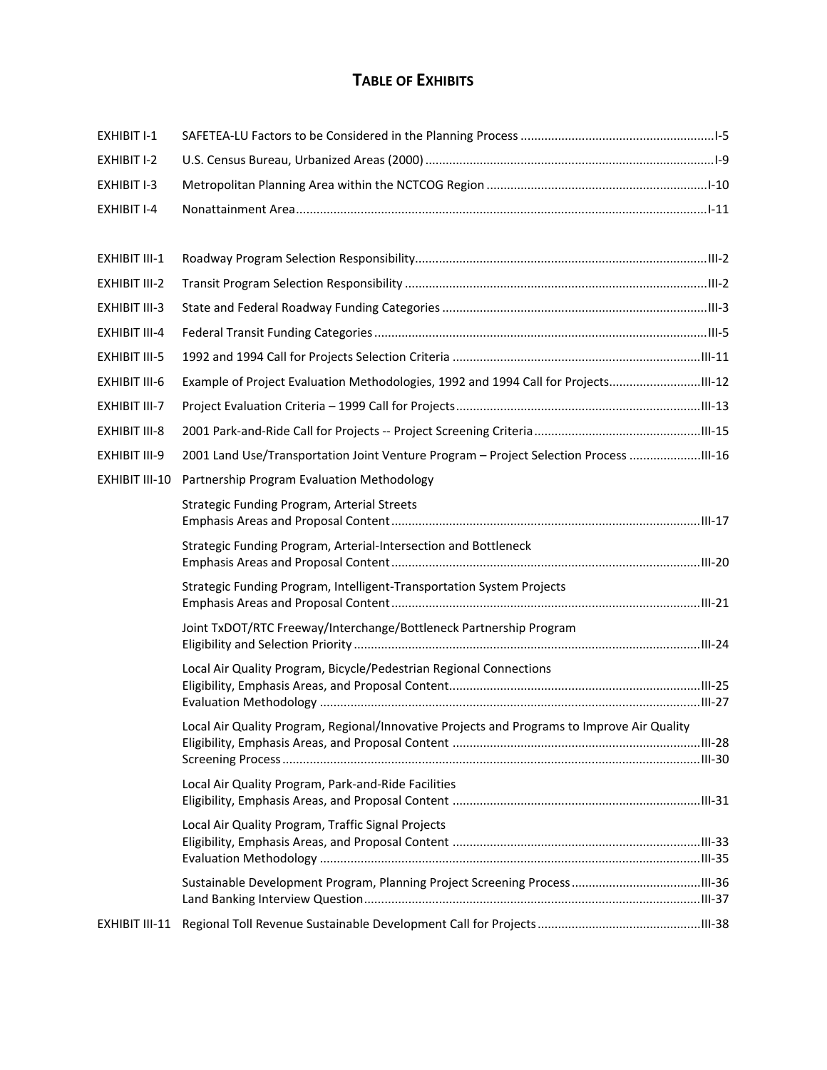# TABLE OF EXHIBITS

| | | |
|---|---|---|
| EXHIBIT I-1 | SAFETEA-LU Factors to be Considered in the Planning Process | I-5 |
| EXHIBIT I-2 | U.S. Census Bureau, Urbanized Areas (2000) | I-9 |
| EXHIBIT I-3 | Metropolitan Planning Area within the NCTCOG Region | I-10 |
| EXHIBIT I-4 | Nonattainment Area | I-11 |
| EXHIBIT III-1 | Roadway Program Selection Responsibility | III-2 |
| EXHIBIT III-2 | Transit Program Selection Responsibility | III-2 |
| EXHIBIT III-3 | State and Federal Roadway Funding Categories | III-3 |
| EXHIBIT III-4 | Federal Transit Funding Categories | III-5 |
| EXHIBIT III-5 | 1992 and 1994 Call for Projects Selection Criteria | III-11 |
| EXHIBIT III-6 | Example of Project Evaluation Methodologies, 1992 and 1994 Call for Projects | III-12 |
| EXHIBIT III-7 | Project Evaluation Criteria – 1999 Call for Projects | III-13 |
| EXHIBIT III-8 | 2001 Park-and-Ride Call for Projects -- Project Screening Criteria | III-15 |
| EXHIBIT III-9 | 2001 Land Use/Transportation Joint Venture Program – Project Selection Process | III-16 |
| EXHIBIT III-10 | Partnership Program Evaluation Methodology | |
| | Strategic Funding Program, Arterial Streets Emphasis Areas and Proposal Content | III-17 |
| | Strategic Funding Program, Arterial-Intersection and Bottleneck Emphasis Areas and Proposal Content | III-20 |
| | Strategic Funding Program, Intelligent-Transportation System Projects Emphasis Areas and Proposal Content | III-21 |
| | Joint TxDOT/RTC Freeway/Interchange/Bottleneck Partnership Program Eligibility and Selection Priority | III-24 |
| | Local Air Quality Program, Bicycle/Pedestrian Regional Connections Eligibility, Emphasis Areas, and Proposal Content | III-25 |
| | Evaluation Methodology | III-27 |
| | Local Air Quality Program, Regional/Innovative Projects and Programs to Improve Air Quality Eligibility, Emphasis Areas, and Proposal Content | III-28 |
| | Screening Process | III-30 |
| | Local Air Quality Program, Park-and-Ride Facilities Eligibility, Emphasis Areas, and Proposal Content | III-31 |
| | Local Air Quality Program, Traffic Signal Projects Eligibility, Emphasis Areas, and Proposal Content | III-33 |
| | Evaluation Methodology | III-35 |
| | Sustainable Development Program, Planning Project Screening Process | III-36 |
| | Land Banking Interview Question | III-37 |
| EXHIBIT III-11 | Regional Toll Revenue Sustainable Development Call for Projects | III-38 |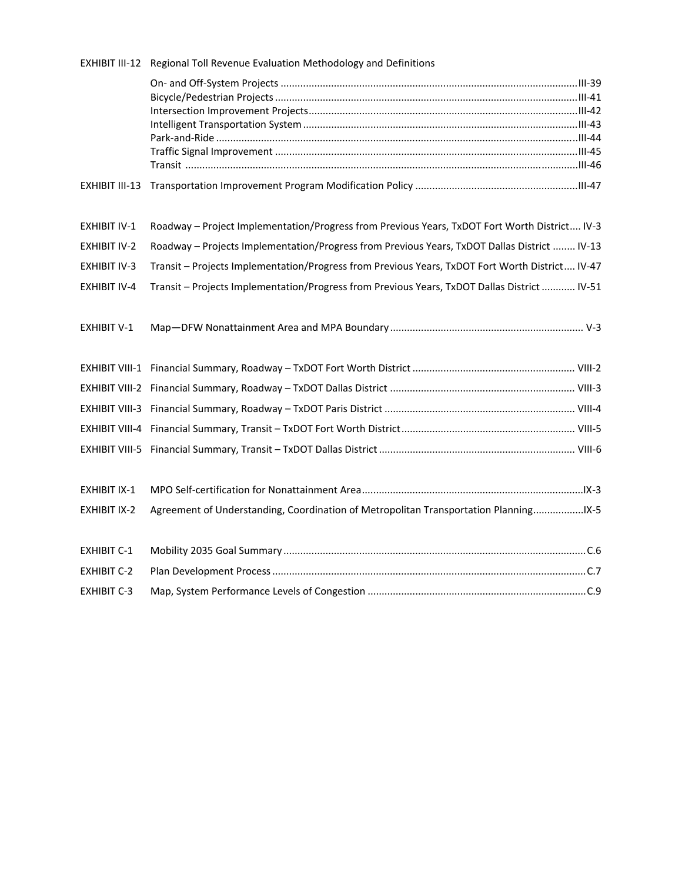| | | |
|---|---|---|
| EXHIBIT III-12 | Regional Toll Revenue Evaluation Methodology and Definitions | |
| | On- and Off-System Projects | III-39 |
| | Bicycle/Pedestrian Projects | III-41 |
| | Intersection Improvement Projects | III-42 |
| | Intelligent Transportation System | III-43 |
| | Park-and-Ride | III-44 |
| | Traffic Signal Improvement | III-45 |
| | Transit | III-46 |
| EXHIBIT III-13 | Transportation Improvement Program Modification Policy | III-47 |
| EXHIBIT IV-1 | Roadway – Project Implementation/Progress from Previous Years, TxDOT Fort Worth District | IV-3 |
| EXHIBIT IV-2 | Roadway – Projects Implementation/Progress from Previous Years, TxDOT Dallas District | IV-13 |
| EXHIBIT IV-3 | Transit – Projects Implementation/Progress from Previous Years, TxDOT Fort Worth District | IV-47 |
| EXHIBIT IV-4 | Transit – Projects Implementation/Progress from Previous Years, TxDOT Dallas District | IV-51 |
| EXHIBIT V-1 | Map—DFW Nonattainment Area and MPA Boundary | V-3 |
| EXHIBIT VIII-1 | Financial Summary, Roadway – TxDOT Fort Worth District | VIII-2 |
| EXHIBIT VIII-2 | Financial Summary, Roadway – TxDOT Dallas District | VIII-3 |
| EXHIBIT VIII-3 | Financial Summary, Roadway – TxDOT Paris District | VIII-4 |
| EXHIBIT VIII-4 | Financial Summary, Transit – TxDOT Fort Worth District | VIII-5 |
| EXHIBIT VIII-5 | Financial Summary, Transit – TxDOT Dallas District | VIII-6 |
| EXHIBIT IX-1 | MPO Self-certification for Nonattainment Area | IX-3 |
| EXHIBIT IX-2 | Agreement of Understanding, Coordination of Metropolitan Transportation Planning | IX-5 |
| EXHIBIT C-1 | Mobility 2035 Goal Summary | C.6 |
| EXHIBIT C-2 | Plan Development Process | C.7 |
| EXHIBIT C-3 | Map, System Performance Levels of Congestion | C.9 |